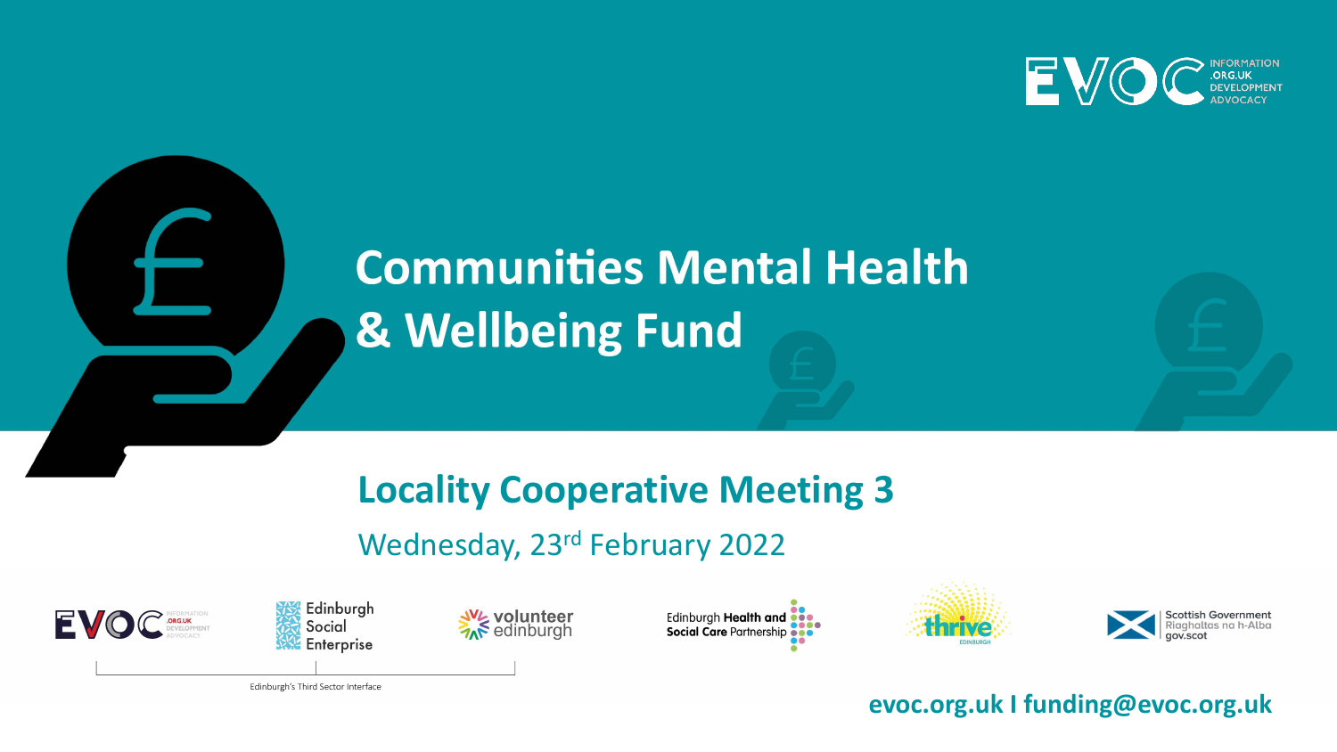# Communities Mental Health & Wellbeing Fund

## Locality Cooperative Meeting 3

Wednesday, 23rd February 2022

Edinburgh's Third Sector Interface

**evoc.org.uk I funding@evoc.org.uk**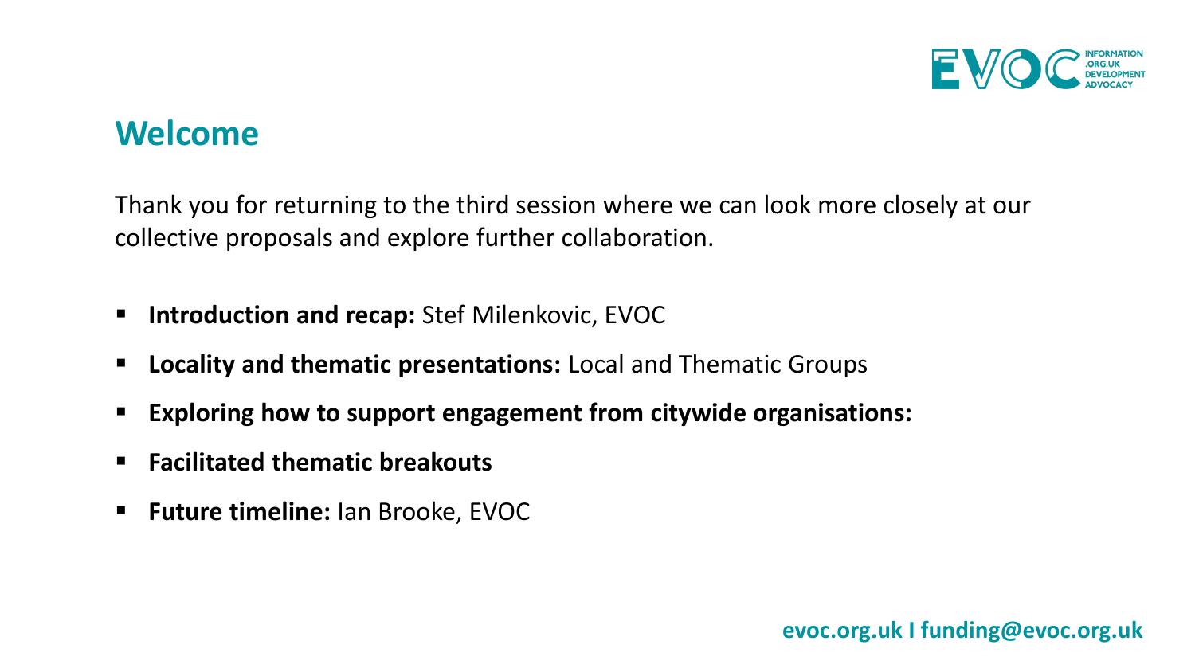## Welcome

Thank you for returning to the third session where we can look more closely at our collective proposals and explore further collaboration.

- **Introduction and recap:** Stef Milenkovic, EVOC
- **Locality and thematic presentations:** Local and Thematic Groups
- **Exploring how to support engagement from citywide organisations:**
- **Facilitated thematic breakouts**
- **Future timeline:** Ian Brooke, EVOC

**evoc.org.uk I funding@evoc.org.uk**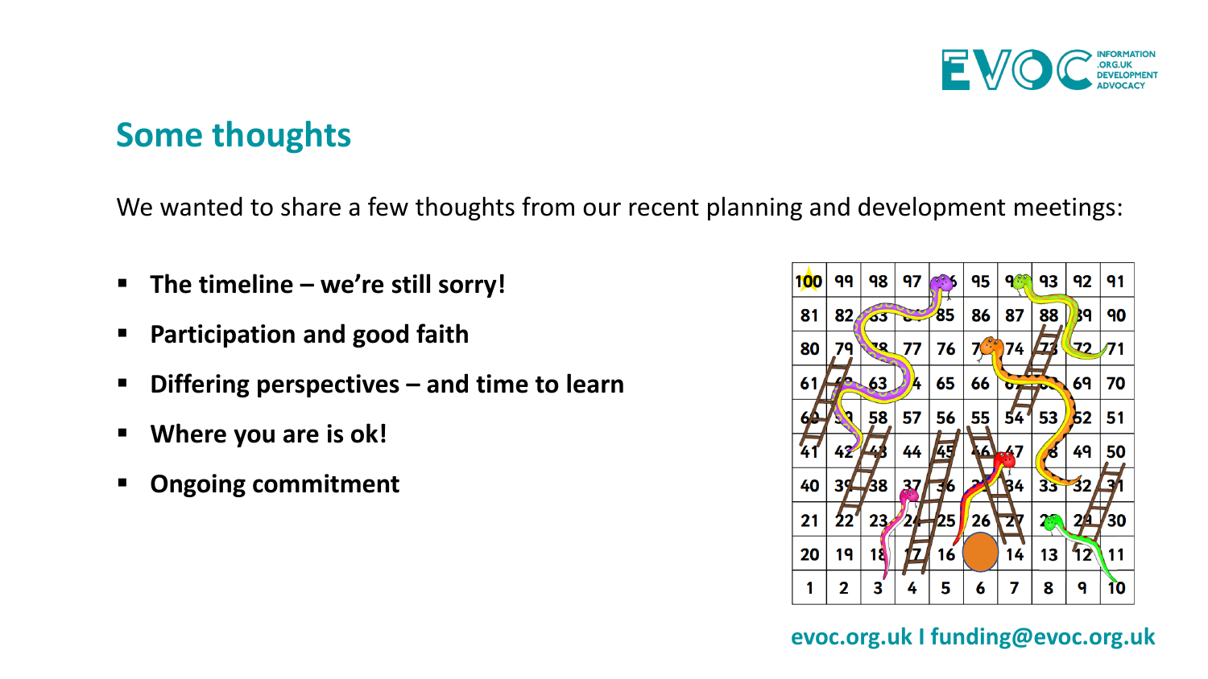## Some thoughts

We wanted to share a few thoughts from our recent planning and development meetings:

- **The timeline – we're still sorry!**
- **Participation and good faith**
- **Differing perspectives – and time to learn**
- **Where you are is ok!**
- **Ongoing commitment**

evoc.org.uk I funding@evoc.org.uk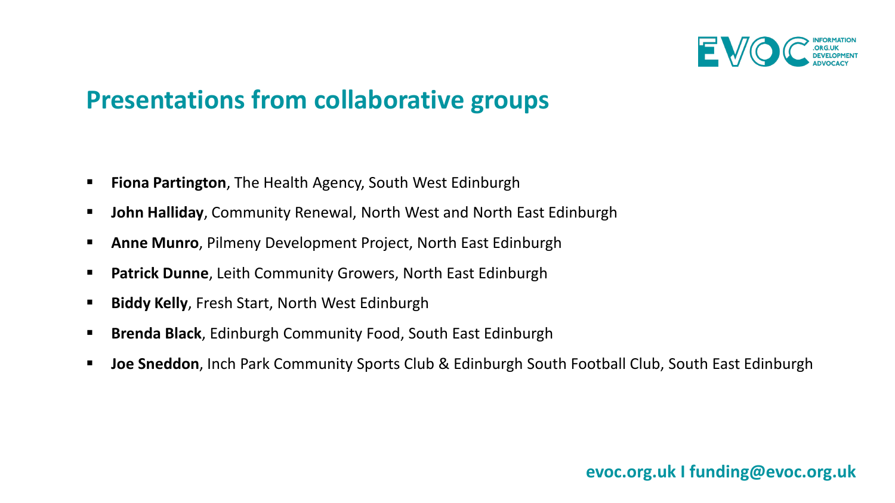## Presentations from collaborative groups

- **Fiona Partington**, The Health Agency, South West Edinburgh
- **John Halliday**, Community Renewal, North West and North East Edinburgh
- **Anne Munro**, Pilmeny Development Project, North East Edinburgh
- **Patrick Dunne**, Leith Community Growers, North East Edinburgh
- **Biddy Kelly**, Fresh Start, North West Edinburgh
- **Brenda Black**, Edinburgh Community Food, South East Edinburgh
- **Joe Sneddon**, Inch Park Community Sports Club & Edinburgh South Football Club, South East Edinburgh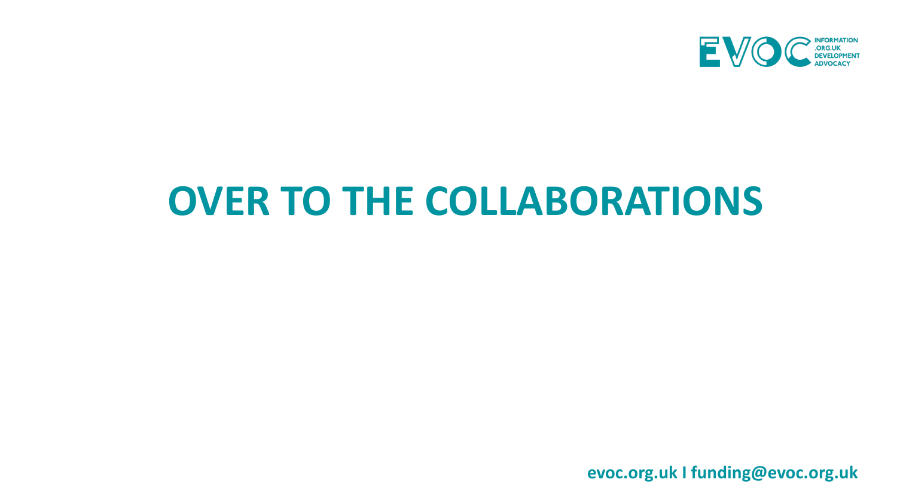# OVER TO THE COLLABORATIONS

evoc.org.uk I funding@evoc.org.uk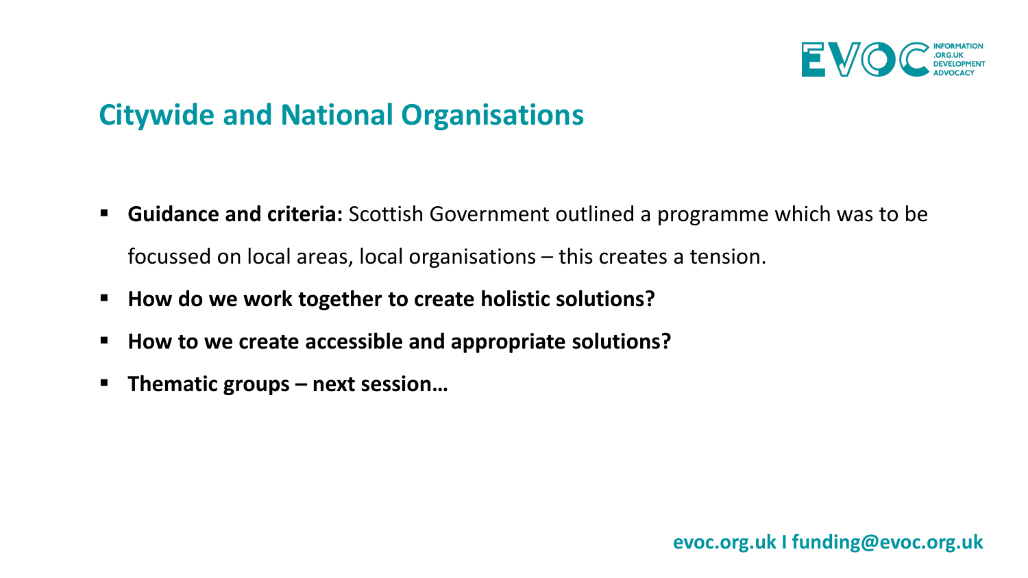## Citywide and National Organisations

- **Guidance and criteria:** Scottish Government outlined a programme which was to be focussed on local areas, local organisations – this creates a tension.
- **How do we work together to create holistic solutions?**
- **How to we create accessible and appropriate solutions?**
- **Thematic groups – next session…**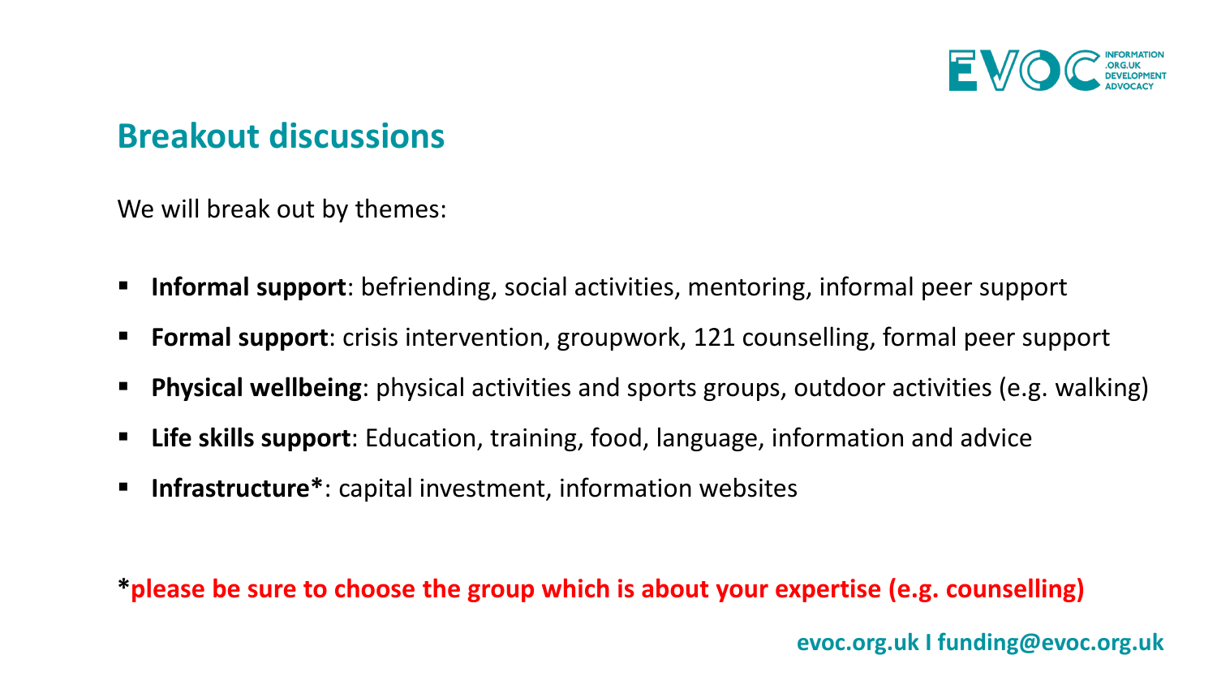## Breakout discussions

We will break out by themes:

- **Informal support**: befriending, social activities, mentoring, informal peer support
- **Formal support**: crisis intervention, groupwork, 121 counselling, formal peer support
- **Physical wellbeing**: physical activities and sports groups, outdoor activities (e.g. walking)
- **Life skills support**: Education, training, food, language, information and advice
- **Infrastructure***: capital investment, information websites

***please be sure to choose the group which is about your expertise (e.g. counselling)**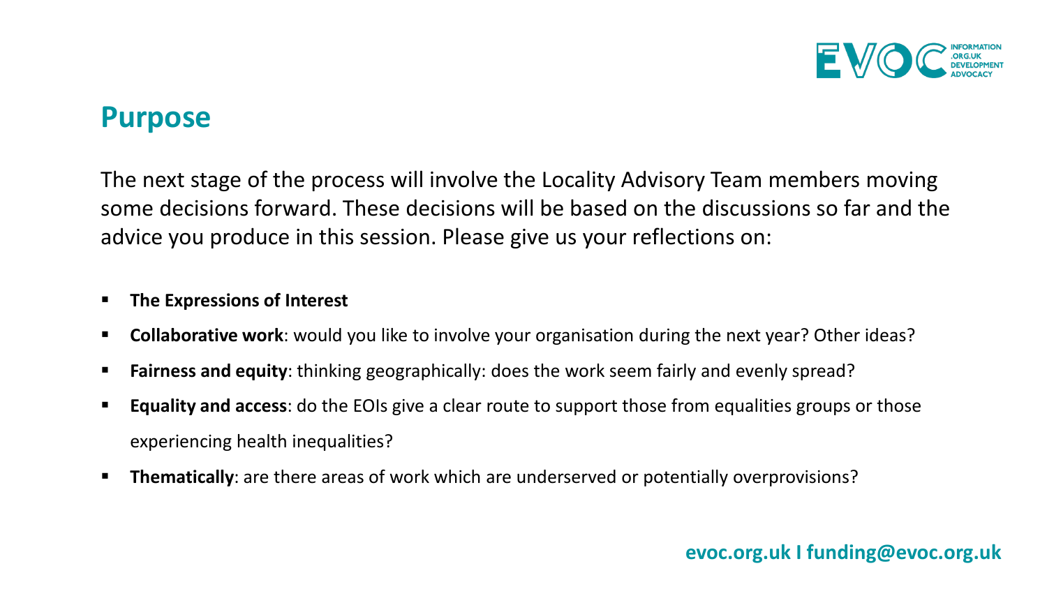## Purpose

The next stage of the process will involve the Locality Advisory Team members moving some decisions forward. These decisions will be based on the discussions so far and the advice you produce in this session. Please give us your reflections on:

- **The Expressions of Interest**
- **Collaborative work**: would you like to involve your organisation during the next year? Other ideas?
- **Fairness and equity**: thinking geographically: does the work seem fairly and evenly spread?
- **Equality and access**: do the EOIs give a clear route to support those from equalities groups or those experiencing health inequalities?
- **Thematically**: are there areas of work which are underserved or potentially overprovisions?

**evoc.org.uk I funding@evoc.org.uk**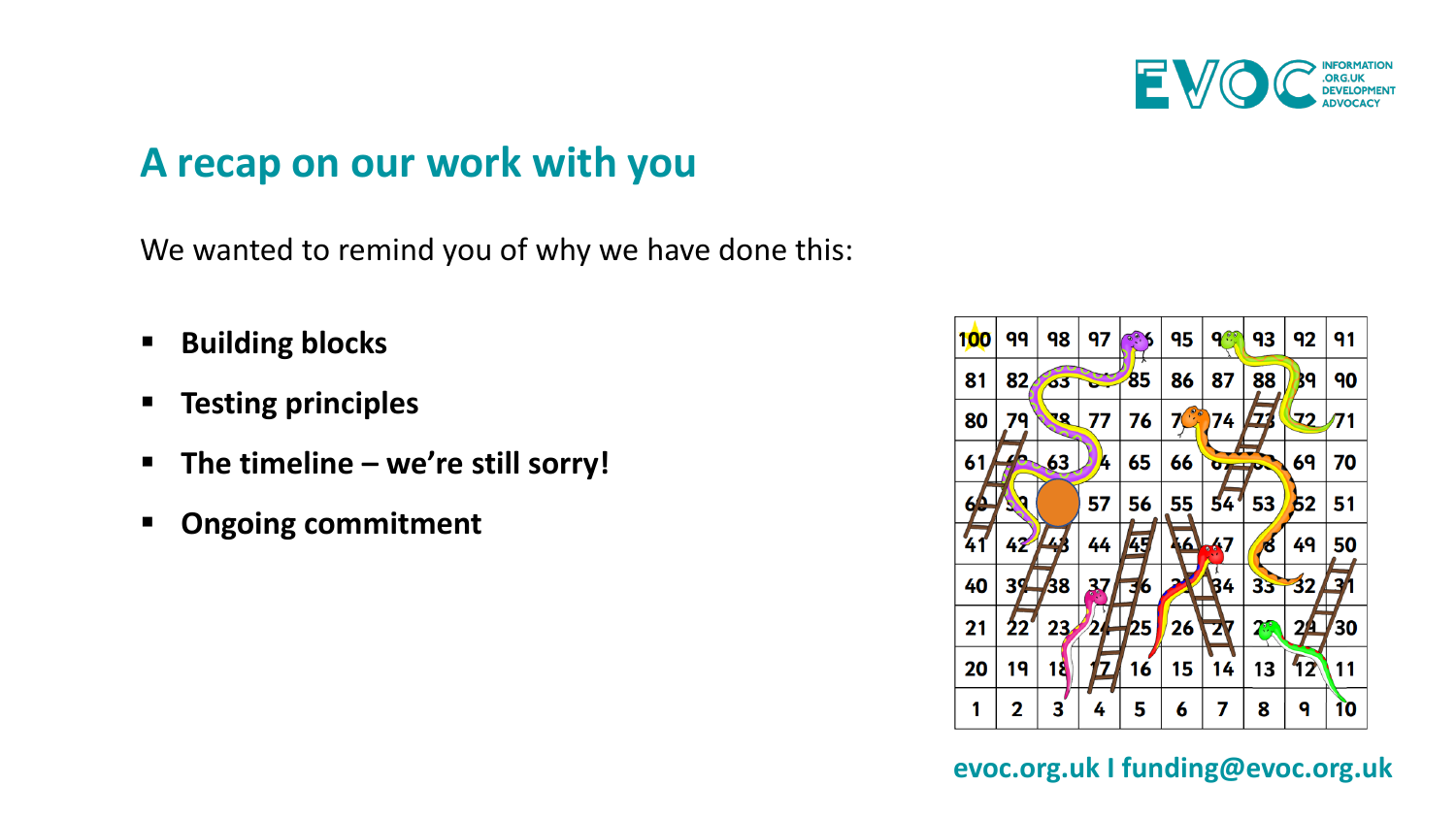## A recap on our work with you

We wanted to remind you of why we have done this:

- **Building blocks**
- **Testing principles**
- **The timeline – we're still sorry!**
- **Ongoing commitment**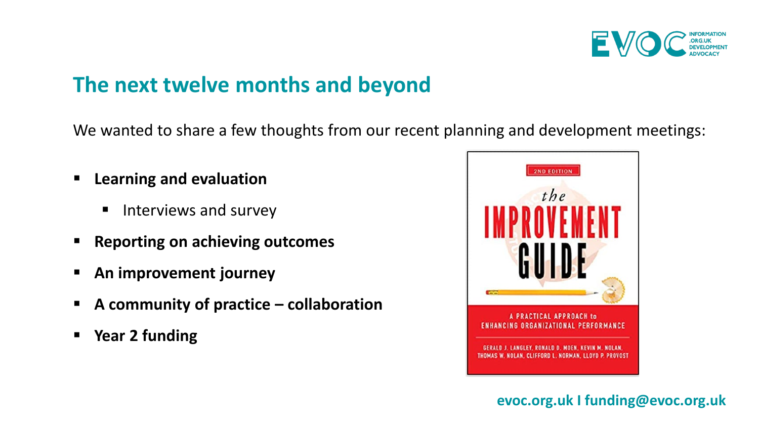## The next twelve months and beyond

We wanted to share a few thoughts from our recent planning and development meetings:

- **Learning and evaluation**
  - Interviews and survey
- **Reporting on achieving outcomes**
- **An improvement journey**
- **A community of practice – collaboration**
- **Year 2 funding**

**evoc.org.uk I funding@evoc.org.uk**